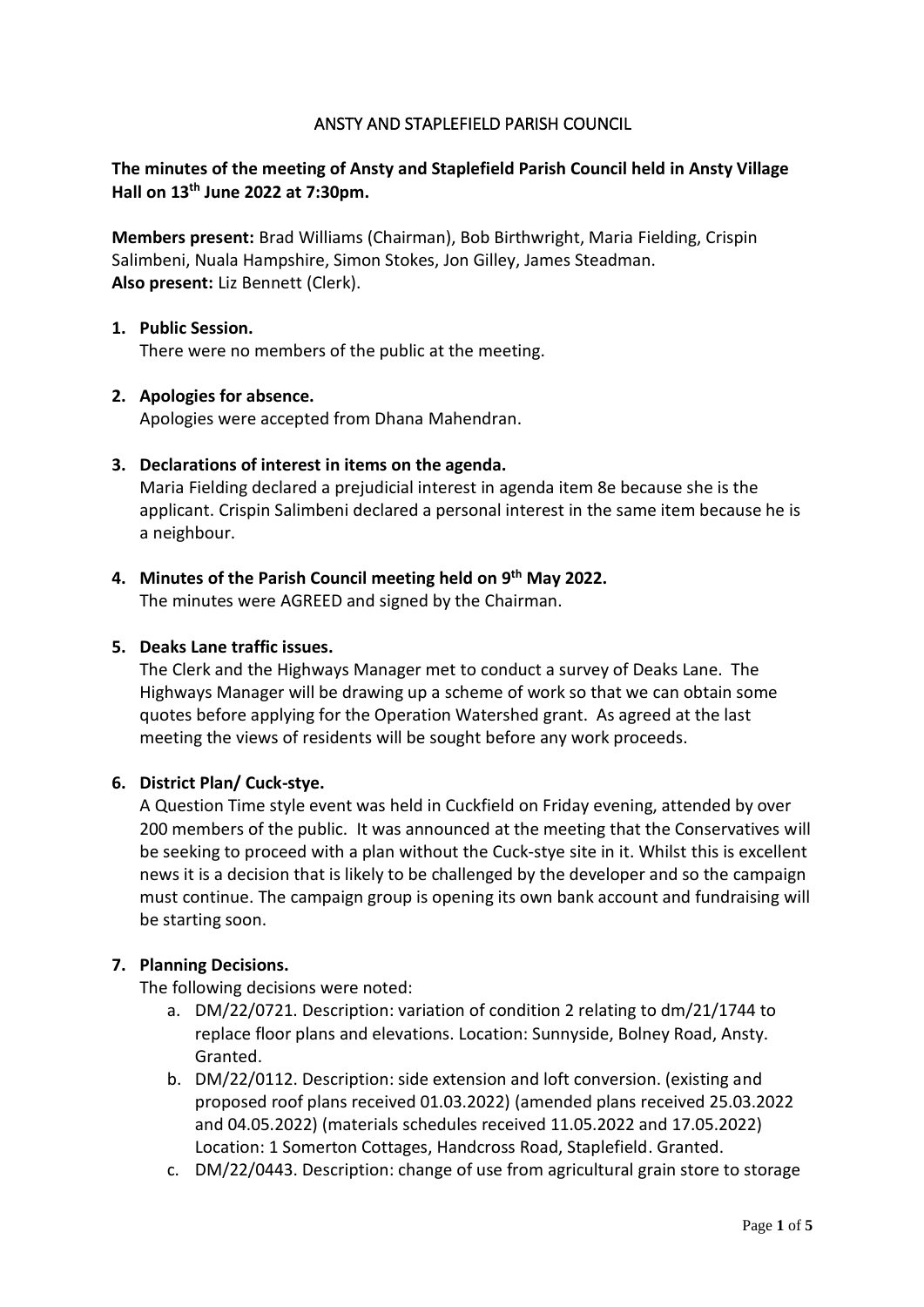# ANSTY AND STAPLEFIELD PARISH COUNCIL

**The minutes of the meeting of Ansty and Staplefield Parish Council held in Ansty Village Hall on 13th June 2022 at 7:30pm.**

**Members present:** Brad Williams (Chairman), Bob Birthwright, Maria Fielding, Crispin Salimbeni, Nuala Hampshire, Simon Stokes, Jon Gilley, James Steadman.
**Also present:** Liz Bennett (Clerk).

1. **Public Session.**
   There were no members of the public at the meeting.

2. **Apologies for absence.**
   Apologies were accepted from Dhana Mahendran.

3. **Declarations of interest in items on the agenda.**
   Maria Fielding declared a prejudicial interest in agenda item 8e because she is the applicant. Crispin Salimbeni declared a personal interest in the same item because he is a neighbour.

4. **Minutes of the Parish Council meeting held on 9th May 2022.**
   The minutes were AGREED and signed by the Chairman.

5. **Deaks Lane traffic issues.**
   The Clerk and the Highways Manager met to conduct a survey of Deaks Lane. The Highways Manager will be drawing up a scheme of work so that we can obtain some quotes before applying for the Operation Watershed grant. As agreed at the last meeting the views of residents will be sought before any work proceeds.

6. **District Plan/ Cuck-stye.**
   A Question Time style event was held in Cuckfield on Friday evening, attended by over 200 members of the public. It was announced at the meeting that the Conservatives will be seeking to proceed with a plan without the Cuck-stye site in it. Whilst this is excellent news it is a decision that is likely to be challenged by the developer and so the campaign must continue. The campaign group is opening its own bank account and fundraising will be starting soon.

7. **Planning Decisions.**
   The following decisions were noted:
   a. DM/22/0721. Description: variation of condition 2 relating to dm/21/1744 to replace floor plans and elevations. Location: Sunnyside, Bolney Road, Ansty. Granted.
   b. DM/22/0112. Description: side extension and loft conversion. (existing and proposed roof plans received 01.03.2022) (amended plans received 25.03.2022 and 04.05.2022) (materials schedules received 11.05.2022 and 17.05.2022) Location: 1 Somerton Cottages, Handcross Road, Staplefield. Granted.
   c. DM/22/0443. Description: change of use from agricultural grain store to storage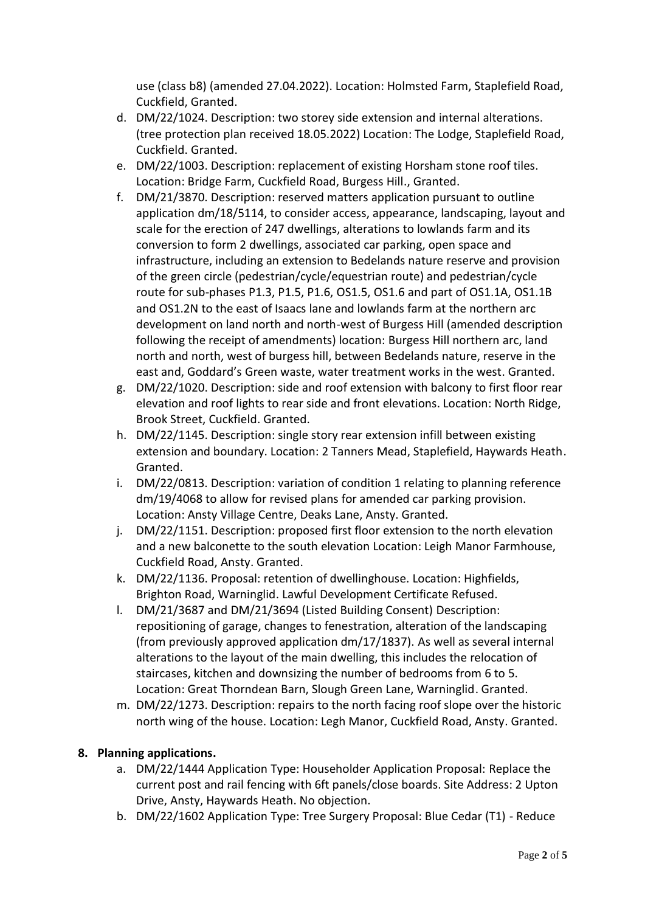use (class b8) (amended 27.04.2022). Location: Holmsted Farm, Staplefield Road, Cuckfield, Granted.

d. DM/22/1024. Description: two storey side extension and internal alterations. (tree protection plan received 18.05.2022) Location: The Lodge, Staplefield Road, Cuckfield. Granted.
e. DM/22/1003. Description: replacement of existing Horsham stone roof tiles. Location: Bridge Farm, Cuckfield Road, Burgess Hill., Granted.
f. DM/21/3870. Description: reserved matters application pursuant to outline application dm/18/5114, to consider access, appearance, landscaping, layout and scale for the erection of 247 dwellings, alterations to lowlands farm and its conversion to form 2 dwellings, associated car parking, open space and infrastructure, including an extension to Bedelands nature reserve and provision of the green circle (pedestrian/cycle/equestrian route) and pedestrian/cycle route for sub-phases P1.3, P1.5, P1.6, OS1.5, OS1.6 and part of OS1.1A, OS1.1B and OS1.2N to the east of Isaacs lane and lowlands farm at the northern arc development on land north and north-west of Burgess Hill (amended description following the receipt of amendments) location: Burgess Hill northern arc, land north and north, west of burgess hill, between Bedelands nature, reserve in the east and, Goddard's Green waste, water treatment works in the west. Granted.
g. DM/22/1020. Description: side and roof extension with balcony to first floor rear elevation and roof lights to rear side and front elevations. Location: North Ridge, Brook Street, Cuckfield. Granted.
h. DM/22/1145. Description: single story rear extension infill between existing extension and boundary. Location: 2 Tanners Mead, Staplefield, Haywards Heath. Granted.
i. DM/22/0813. Description: variation of condition 1 relating to planning reference dm/19/4068 to allow for revised plans for amended car parking provision. Location: Ansty Village Centre, Deaks Lane, Ansty. Granted.
j. DM/22/1151. Description: proposed first floor extension to the north elevation and a new balconette to the south elevation Location: Leigh Manor Farmhouse, Cuckfield Road, Ansty. Granted.
k. DM/22/1136. Proposal: retention of dwellinghouse. Location: Highfields, Brighton Road, Warninglid. Lawful Development Certificate Refused.
l. DM/21/3687 and DM/21/3694 (Listed Building Consent) Description: repositioning of garage, changes to fenestration, alteration of the landscaping (from previously approved application dm/17/1837). As well as several internal alterations to the layout of the main dwelling, this includes the relocation of staircases, kitchen and downsizing the number of bedrooms from 6 to 5. Location: Great Thorndean Barn, Slough Green Lane, Warninglid. Granted.
m. DM/22/1273. Description: repairs to the north facing roof slope over the historic north wing of the house. Location: Legh Manor, Cuckfield Road, Ansty. Granted.

**8. Planning applications.**

a. DM/22/1444 Application Type: Householder Application Proposal: Replace the current post and rail fencing with 6ft panels/close boards. Site Address: 2 Upton Drive, Ansty, Haywards Heath. No objection.
b. DM/22/1602 Application Type: Tree Surgery Proposal: Blue Cedar (T1) - Reduce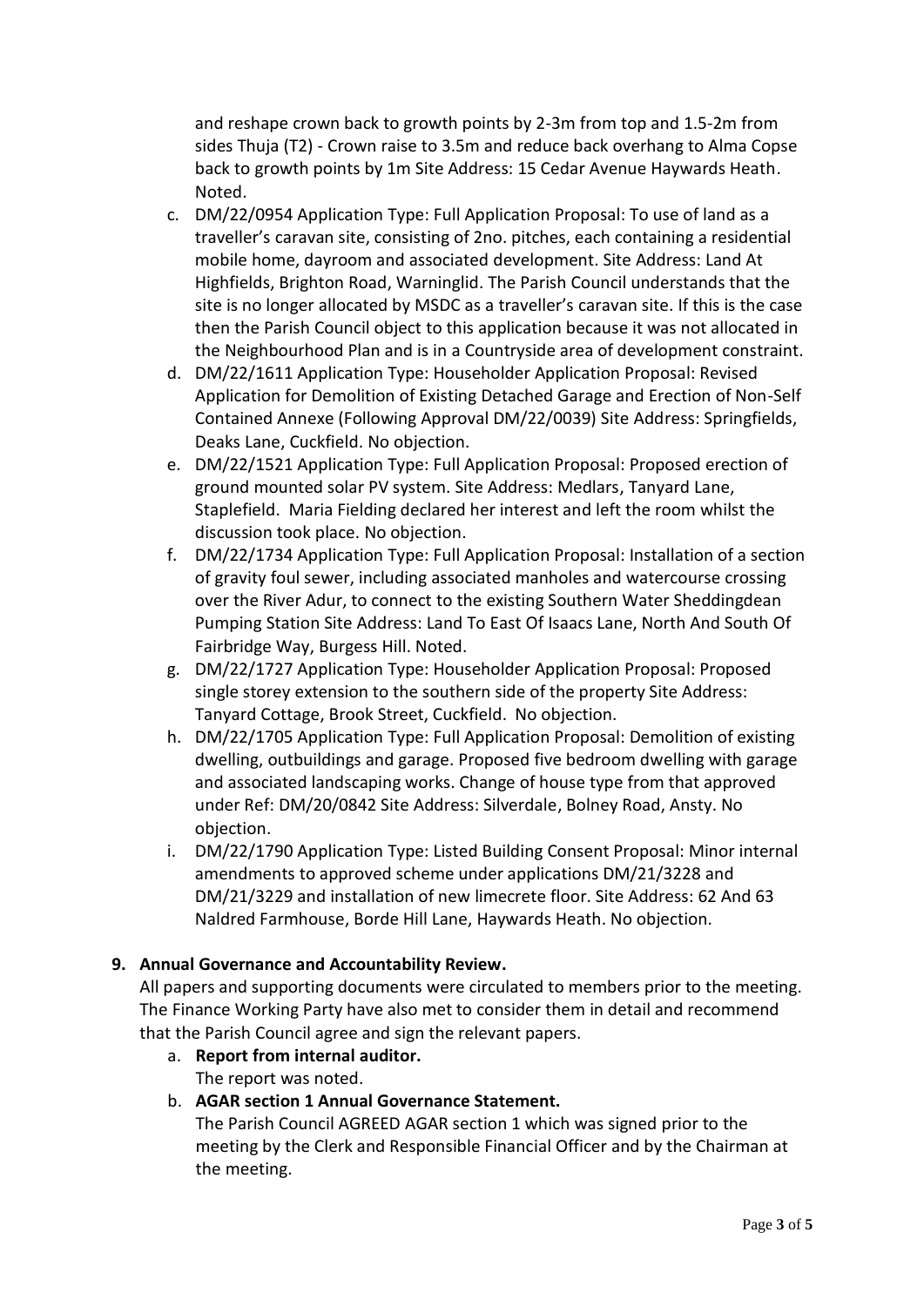and reshape crown back to growth points by 2-3m from top and 1.5-2m from sides Thuja (T2) - Crown raise to 3.5m and reduce back overhang to Alma Copse back to growth points by 1m Site Address: 15 Cedar Avenue Haywards Heath. Noted.

c. DM/22/0954 Application Type: Full Application Proposal: To use of land as a traveller's caravan site, consisting of 2no. pitches, each containing a residential mobile home, dayroom and associated development. Site Address: Land At Highfields, Brighton Road, Warninglid. The Parish Council understands that the site is no longer allocated by MSDC as a traveller's caravan site. If this is the case then the Parish Council object to this application because it was not allocated in the Neighbourhood Plan and is in a Countryside area of development constraint.
d. DM/22/1611 Application Type: Householder Application Proposal: Revised Application for Demolition of Existing Detached Garage and Erection of Non-Self Contained Annexe (Following Approval DM/22/0039) Site Address: Springfields, Deaks Lane, Cuckfield. No objection.
e. DM/22/1521 Application Type: Full Application Proposal: Proposed erection of ground mounted solar PV system. Site Address: Medlars, Tanyard Lane, Staplefield. Maria Fielding declared her interest and left the room whilst the discussion took place. No objection.
f. DM/22/1734 Application Type: Full Application Proposal: Installation of a section of gravity foul sewer, including associated manholes and watercourse crossing over the River Adur, to connect to the existing Southern Water Sheddingdean Pumping Station Site Address: Land To East Of Isaacs Lane, North And South Of Fairbridge Way, Burgess Hill. Noted.
g. DM/22/1727 Application Type: Householder Application Proposal: Proposed single storey extension to the southern side of the property Site Address: Tanyard Cottage, Brook Street, Cuckfield. No objection.
h. DM/22/1705 Application Type: Full Application Proposal: Demolition of existing dwelling, outbuildings and garage. Proposed five bedroom dwelling with garage and associated landscaping works. Change of house type from that approved under Ref: DM/20/0842 Site Address: Silverdale, Bolney Road, Ansty. No objection.
i. DM/22/1790 Application Type: Listed Building Consent Proposal: Minor internal amendments to approved scheme under applications DM/21/3228 and DM/21/3229 and installation of new limecrete floor. Site Address: 62 And 63 Naldred Farmhouse, Borde Hill Lane, Haywards Heath. No objection.

**9. Annual Governance and Accountability Review.**

All papers and supporting documents were circulated to members prior to the meeting. The Finance Working Party have also met to consider them in detail and recommend that the Parish Council agree and sign the relevant papers.

a. **Report from internal auditor.**
   The report was noted.
b. **AGAR section 1 Annual Governance Statement.**
   The Parish Council AGREED AGAR section 1 which was signed prior to the meeting by the Clerk and Responsible Financial Officer and by the Chairman at the meeting.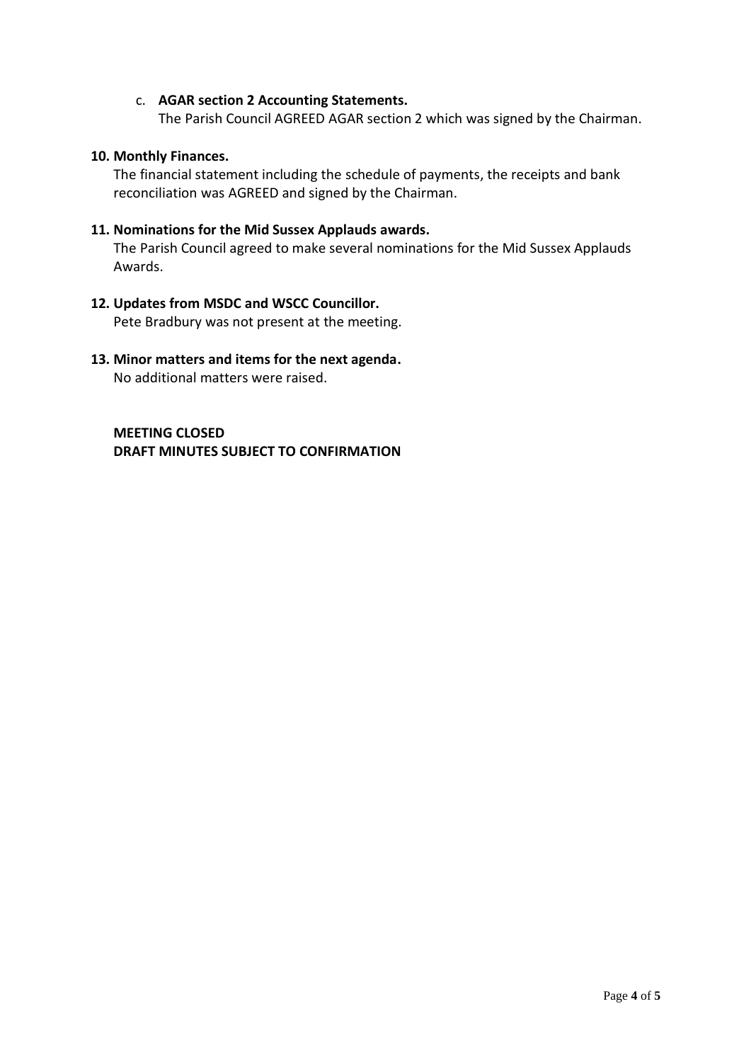c. **AGAR section 2 Accounting Statements.**
   The Parish Council AGREED AGAR section 2 which was signed by the Chairman.

**10. Monthly Finances.**
The financial statement including the schedule of payments, the receipts and bank reconciliation was AGREED and signed by the Chairman.

**11. Nominations for the Mid Sussex Applauds awards.**
The Parish Council agreed to make several nominations for the Mid Sussex Applauds Awards.

**12. Updates from MSDC and WSCC Councillor.**
Pete Bradbury was not present at the meeting.

**13. Minor matters and items for the next agenda.**
No additional matters were raised.

**MEETING CLOSED**
**DRAFT MINUTES SUBJECT TO CONFIRMATION**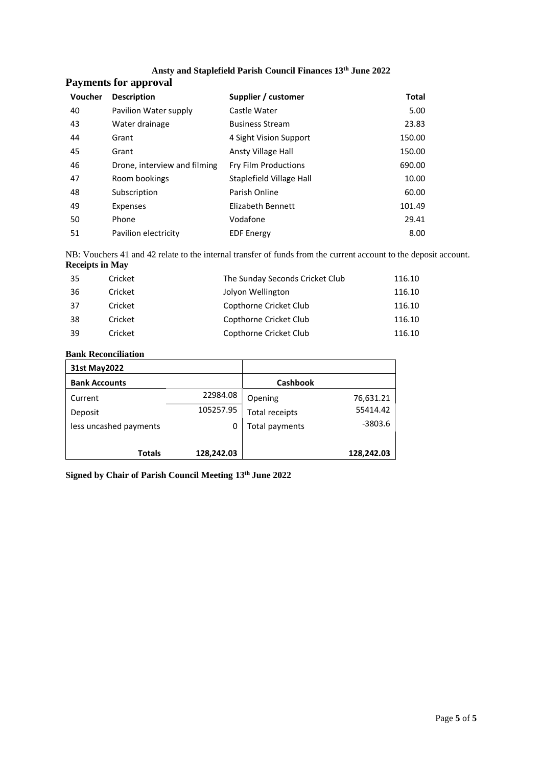**Ansty and Staplefield Parish Council Finances 13th June 2022**

## Payments for approval

| Voucher | Description | Supplier / customer | Total |
|---|---|---|---|
| 40 | Pavilion Water supply | Castle Water | 5.00 |
| 43 | Water drainage | Business Stream | 23.83 |
| 44 | Grant | 4 Sight Vision Support | 150.00 |
| 45 | Grant | Ansty Village Hall | 150.00 |
| 46 | Drone, interview and filming | Fry Film Productions | 690.00 |
| 47 | Room bookings | Staplefield Village Hall | 10.00 |
| 48 | Subscription | Parish Online | 60.00 |
| 49 | Expenses | Elizabeth Bennett | 101.49 |
| 50 | Phone | Vodafone | 29.41 |
| 51 | Pavilion electricity | EDF Energy | 8.00 |

NB: Vouchers 41 and 42 relate to the internal transfer of funds from the current account to the deposit account.

**Receipts in May**

| | | | |
|---|---|---|---|
| 35 | Cricket | The Sunday Seconds Cricket Club | 116.10 |
| 36 | Cricket | Jolyon Wellington | 116.10 |
| 37 | Cricket | Copthorne Cricket Club | 116.10 |
| 38 | Cricket | Copthorne Cricket Club | 116.10 |
| 39 | Cricket | Copthorne Cricket Club | 116.10 |

**Bank Reconciliation**

| 31st May2022 | | | |
|---|---|---|---|
| **Bank Accounts** | | **Cashbook** | |
| Current | 22984.08 | Opening | 76,631.21 |
| Deposit | 105257.95 | Total receipts | 55414.42 |
| less uncashed payments | 0 | Total payments | -3803.6 |
| **Totals** | **128,242.03** | | **128,242.03** |

**Signed by Chair of Parish Council Meeting 13th June 2022**